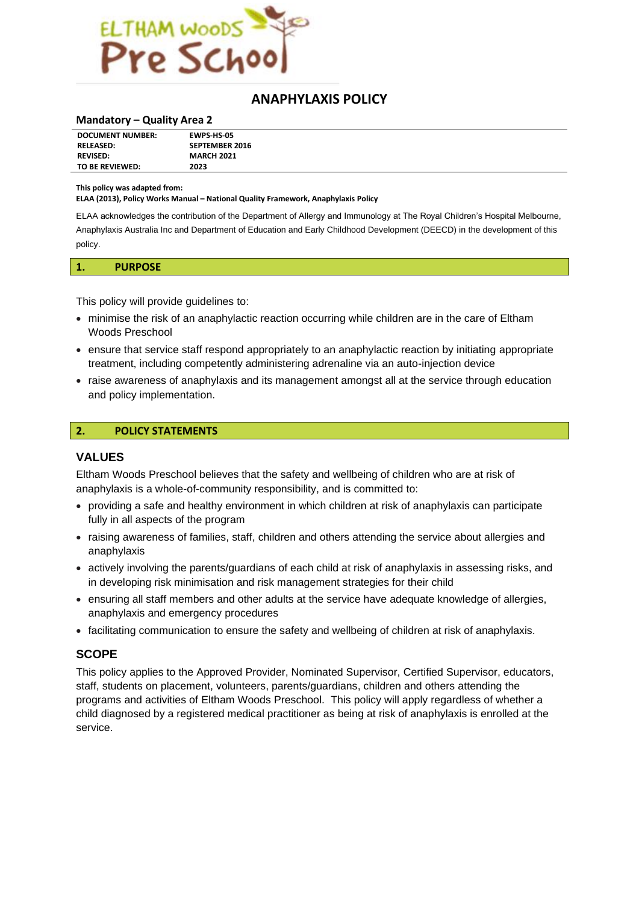ELTHAM WOODS Pre School

# ANAPHYLAXIS POLICY

**Mandatory – Quality Area 2**

| | |
|---|---|
| **DOCUMENT NUMBER:** | **EWPS-HS-05** |
| **RELEASED:** | **SEPTEMBER 2016** |
| **REVISED:** | **MARCH 2021** |
| **TO BE REVIEWED:** | **2023** |

**This policy was adapted from:**
**ELAA (2013), Policy Works Manual – National Quality Framework, Anaphylaxis Policy**

ELAA acknowledges the contribution of the Department of Allergy and Immunology at The Royal Children's Hospital Melbourne, Anaphylaxis Australia Inc and Department of Education and Early Childhood Development (DEECD) in the development of this policy.

## 1. PURPOSE

This policy will provide guidelines to:

- minimise the risk of an anaphylactic reaction occurring while children are in the care of Eltham Woods Preschool
- ensure that service staff respond appropriately to an anaphylactic reaction by initiating appropriate treatment, including competently administering adrenaline via an auto-injection device
- raise awareness of anaphylaxis and its management amongst all at the service through education and policy implementation.

## 2. POLICY STATEMENTS

### VALUES

Eltham Woods Preschool believes that the safety and wellbeing of children who are at risk of anaphylaxis is a whole-of-community responsibility, and is committed to:

- providing a safe and healthy environment in which children at risk of anaphylaxis can participate fully in all aspects of the program
- raising awareness of families, staff, children and others attending the service about allergies and anaphylaxis
- actively involving the parents/guardians of each child at risk of anaphylaxis in assessing risks, and in developing risk minimisation and risk management strategies for their child
- ensuring all staff members and other adults at the service have adequate knowledge of allergies, anaphylaxis and emergency procedures
- facilitating communication to ensure the safety and wellbeing of children at risk of anaphylaxis.

### SCOPE

This policy applies to the Approved Provider, Nominated Supervisor, Certified Supervisor, educators, staff, students on placement, volunteers, parents/guardians, children and others attending the programs and activities of Eltham Woods Preschool. This policy will apply regardless of whether a child diagnosed by a registered medical practitioner as being at risk of anaphylaxis is enrolled at the service.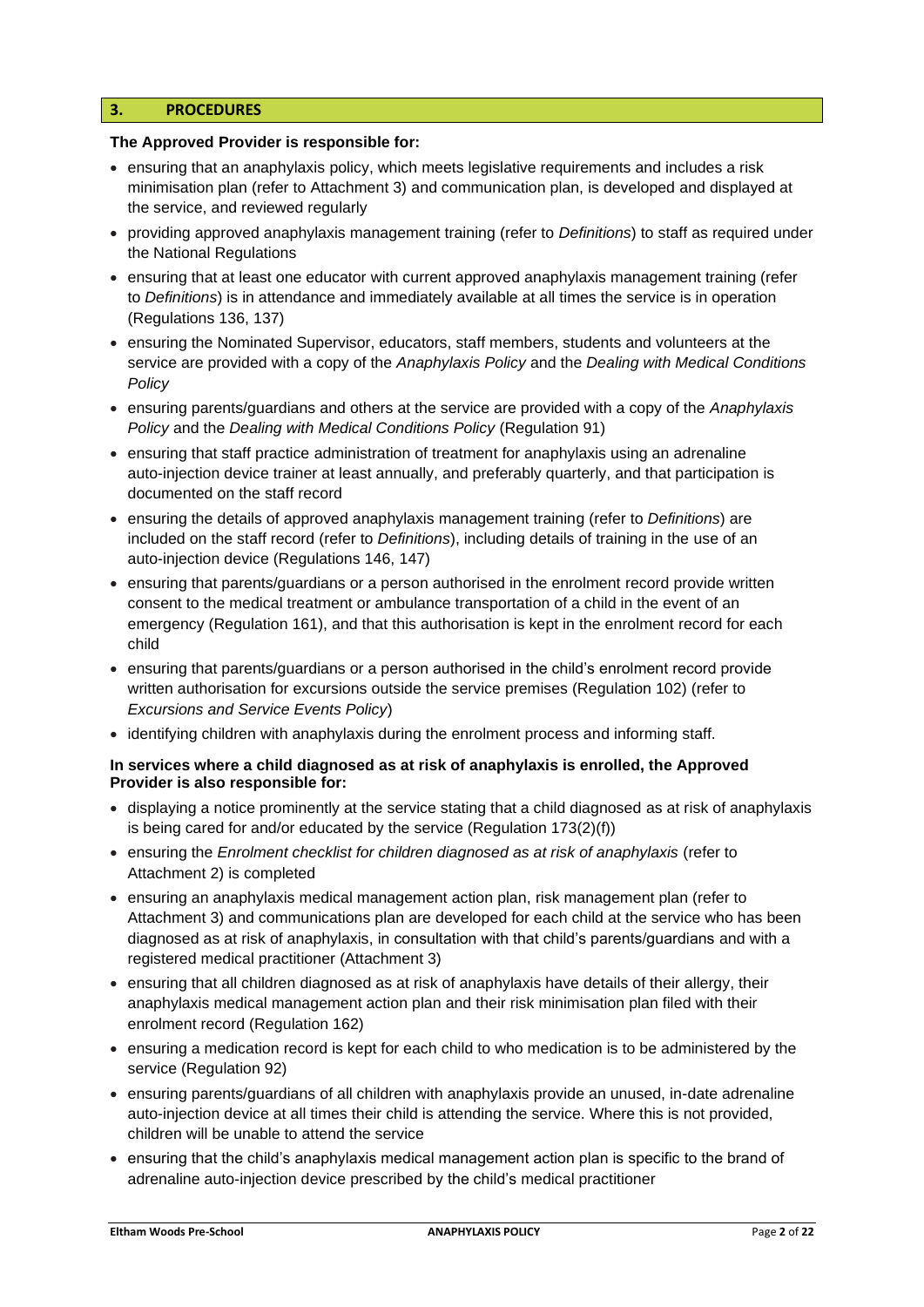## 3. PROCEDURES

**The Approved Provider is responsible for:**

- ensuring that an anaphylaxis policy, which meets legislative requirements and includes a risk minimisation plan (refer to Attachment 3) and communication plan, is developed and displayed at the service, and reviewed regularly
- providing approved anaphylaxis management training (refer to *Definitions*) to staff as required under the National Regulations
- ensuring that at least one educator with current approved anaphylaxis management training (refer to *Definitions*) is in attendance and immediately available at all times the service is in operation (Regulations 136, 137)
- ensuring the Nominated Supervisor, educators, staff members, students and volunteers at the service are provided with a copy of the *Anaphylaxis Policy* and the *Dealing with Medical Conditions Policy*
- ensuring parents/guardians and others at the service are provided with a copy of the *Anaphylaxis Policy* and the *Dealing with Medical Conditions Policy* (Regulation 91)
- ensuring that staff practice administration of treatment for anaphylaxis using an adrenaline auto-injection device trainer at least annually, and preferably quarterly, and that participation is documented on the staff record
- ensuring the details of approved anaphylaxis management training (refer to *Definitions*) are included on the staff record (refer to *Definitions*), including details of training in the use of an auto-injection device (Regulations 146, 147)
- ensuring that parents/guardians or a person authorised in the enrolment record provide written consent to the medical treatment or ambulance transportation of a child in the event of an emergency (Regulation 161), and that this authorisation is kept in the enrolment record for each child
- ensuring that parents/guardians or a person authorised in the child's enrolment record provide written authorisation for excursions outside the service premises (Regulation 102) (refer to *Excursions and Service Events Policy*)
- identifying children with anaphylaxis during the enrolment process and informing staff.

**In services where a child diagnosed as at risk of anaphylaxis is enrolled, the Approved Provider is also responsible for:**

- displaying a notice prominently at the service stating that a child diagnosed as at risk of anaphylaxis is being cared for and/or educated by the service (Regulation 173(2)(f))
- ensuring the *Enrolment checklist for children diagnosed as at risk of anaphylaxis* (refer to Attachment 2) is completed
- ensuring an anaphylaxis medical management action plan, risk management plan (refer to Attachment 3) and communications plan are developed for each child at the service who has been diagnosed as at risk of anaphylaxis, in consultation with that child's parents/guardians and with a registered medical practitioner (Attachment 3)
- ensuring that all children diagnosed as at risk of anaphylaxis have details of their allergy, their anaphylaxis medical management action plan and their risk minimisation plan filed with their enrolment record (Regulation 162)
- ensuring a medication record is kept for each child to who medication is to be administered by the service (Regulation 92)
- ensuring parents/guardians of all children with anaphylaxis provide an unused, in-date adrenaline auto-injection device at all times their child is attending the service. Where this is not provided, children will be unable to attend the service
- ensuring that the child's anaphylaxis medical management action plan is specific to the brand of adrenaline auto-injection device prescribed by the child's medical practitioner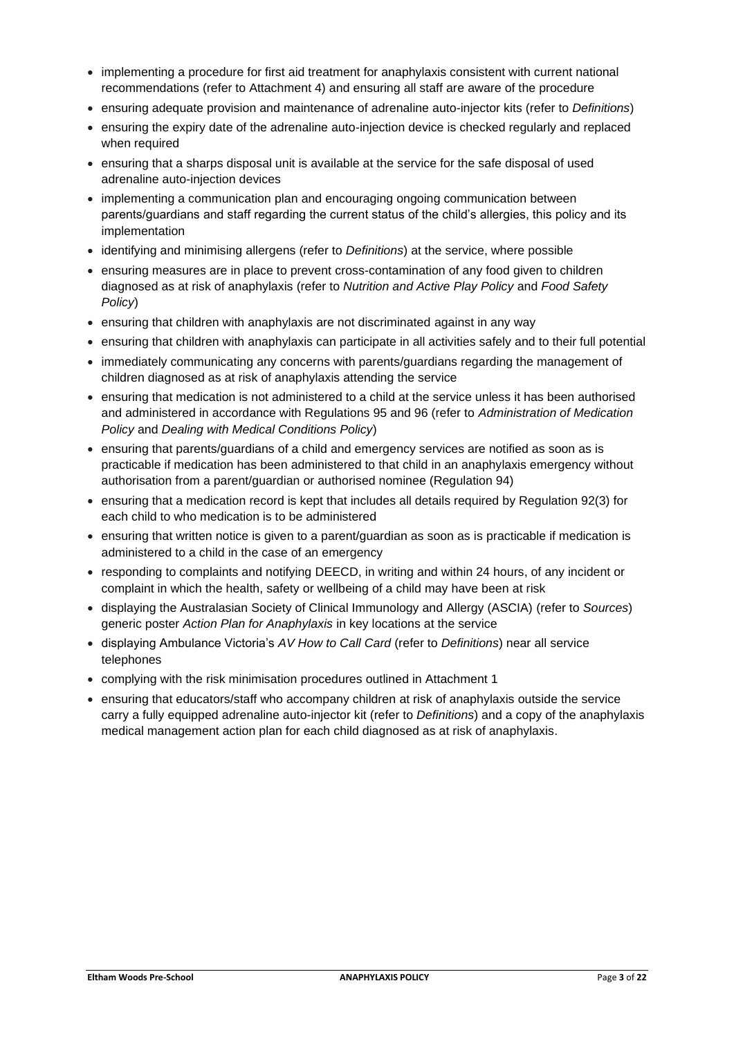- implementing a procedure for first aid treatment for anaphylaxis consistent with current national recommendations (refer to Attachment 4) and ensuring all staff are aware of the procedure
- ensuring adequate provision and maintenance of adrenaline auto-injector kits (refer to *Definitions*)
- ensuring the expiry date of the adrenaline auto-injection device is checked regularly and replaced when required
- ensuring that a sharps disposal unit is available at the service for the safe disposal of used adrenaline auto-injection devices
- implementing a communication plan and encouraging ongoing communication between parents/guardians and staff regarding the current status of the child's allergies, this policy and its implementation
- identifying and minimising allergens (refer to *Definitions*) at the service, where possible
- ensuring measures are in place to prevent cross-contamination of any food given to children diagnosed as at risk of anaphylaxis (refer to *Nutrition and Active Play Policy* and *Food Safety Policy*)
- ensuring that children with anaphylaxis are not discriminated against in any way
- ensuring that children with anaphylaxis can participate in all activities safely and to their full potential
- immediately communicating any concerns with parents/guardians regarding the management of children diagnosed as at risk of anaphylaxis attending the service
- ensuring that medication is not administered to a child at the service unless it has been authorised and administered in accordance with Regulations 95 and 96 (refer to *Administration of Medication Policy* and *Dealing with Medical Conditions Policy*)
- ensuring that parents/guardians of a child and emergency services are notified as soon as is practicable if medication has been administered to that child in an anaphylaxis emergency without authorisation from a parent/guardian or authorised nominee (Regulation 94)
- ensuring that a medication record is kept that includes all details required by Regulation 92(3) for each child to who medication is to be administered
- ensuring that written notice is given to a parent/guardian as soon as is practicable if medication is administered to a child in the case of an emergency
- responding to complaints and notifying DEECD, in writing and within 24 hours, of any incident or complaint in which the health, safety or wellbeing of a child may have been at risk
- displaying the Australasian Society of Clinical Immunology and Allergy (ASCIA) (refer to *Sources*) generic poster *Action Plan for Anaphylaxis* in key locations at the service
- displaying Ambulance Victoria's *AV How to Call Card* (refer to *Definitions*) near all service telephones
- complying with the risk minimisation procedures outlined in Attachment 1
- ensuring that educators/staff who accompany children at risk of anaphylaxis outside the service carry a fully equipped adrenaline auto-injector kit (refer to *Definitions*) and a copy of the anaphylaxis medical management action plan for each child diagnosed as at risk of anaphylaxis.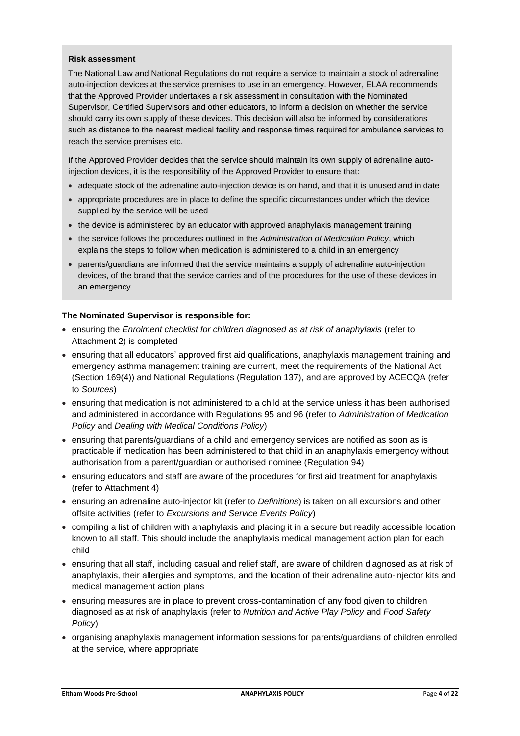**Risk assessment**

The National Law and National Regulations do not require a service to maintain a stock of adrenaline auto-injection devices at the service premises to use in an emergency. However, ELAA recommends that the Approved Provider undertakes a risk assessment in consultation with the Nominated Supervisor, Certified Supervisors and other educators, to inform a decision on whether the service should carry its own supply of these devices. This decision will also be informed by considerations such as distance to the nearest medical facility and response times required for ambulance services to reach the service premises etc.

If the Approved Provider decides that the service should maintain its own supply of adrenaline auto-injection devices, it is the responsibility of the Approved Provider to ensure that:

- adequate stock of the adrenaline auto-injection device is on hand, and that it is unused and in date
- appropriate procedures are in place to define the specific circumstances under which the device supplied by the service will be used
- the device is administered by an educator with approved anaphylaxis management training
- the service follows the procedures outlined in the *Administration of Medication Policy*, which explains the steps to follow when medication is administered to a child in an emergency
- parents/guardians are informed that the service maintains a supply of adrenaline auto-injection devices, of the brand that the service carries and of the procedures for the use of these devices in an emergency.

**The Nominated Supervisor is responsible for:**

- ensuring the *Enrolment checklist for children diagnosed as at risk of anaphylaxis* (refer to Attachment 2) is completed
- ensuring that all educators' approved first aid qualifications, anaphylaxis management training and emergency asthma management training are current, meet the requirements of the National Act (Section 169(4)) and National Regulations (Regulation 137), and are approved by ACECQA (refer to *Sources*)
- ensuring that medication is not administered to a child at the service unless it has been authorised and administered in accordance with Regulations 95 and 96 (refer to *Administration of Medication Policy* and *Dealing with Medical Conditions Policy*)
- ensuring that parents/guardians of a child and emergency services are notified as soon as is practicable if medication has been administered to that child in an anaphylaxis emergency without authorisation from a parent/guardian or authorised nominee (Regulation 94)
- ensuring educators and staff are aware of the procedures for first aid treatment for anaphylaxis (refer to Attachment 4)
- ensuring an adrenaline auto-injector kit (refer to *Definitions*) is taken on all excursions and other offsite activities (refer to *Excursions and Service Events Policy*)
- compiling a list of children with anaphylaxis and placing it in a secure but readily accessible location known to all staff. This should include the anaphylaxis medical management action plan for each child
- ensuring that all staff, including casual and relief staff, are aware of children diagnosed as at risk of anaphylaxis, their allergies and symptoms, and the location of their adrenaline auto-injector kits and medical management action plans
- ensuring measures are in place to prevent cross-contamination of any food given to children diagnosed as at risk of anaphylaxis (refer to *Nutrition and Active Play Policy* and *Food Safety Policy*)
- organising anaphylaxis management information sessions for parents/guardians of children enrolled at the service, where appropriate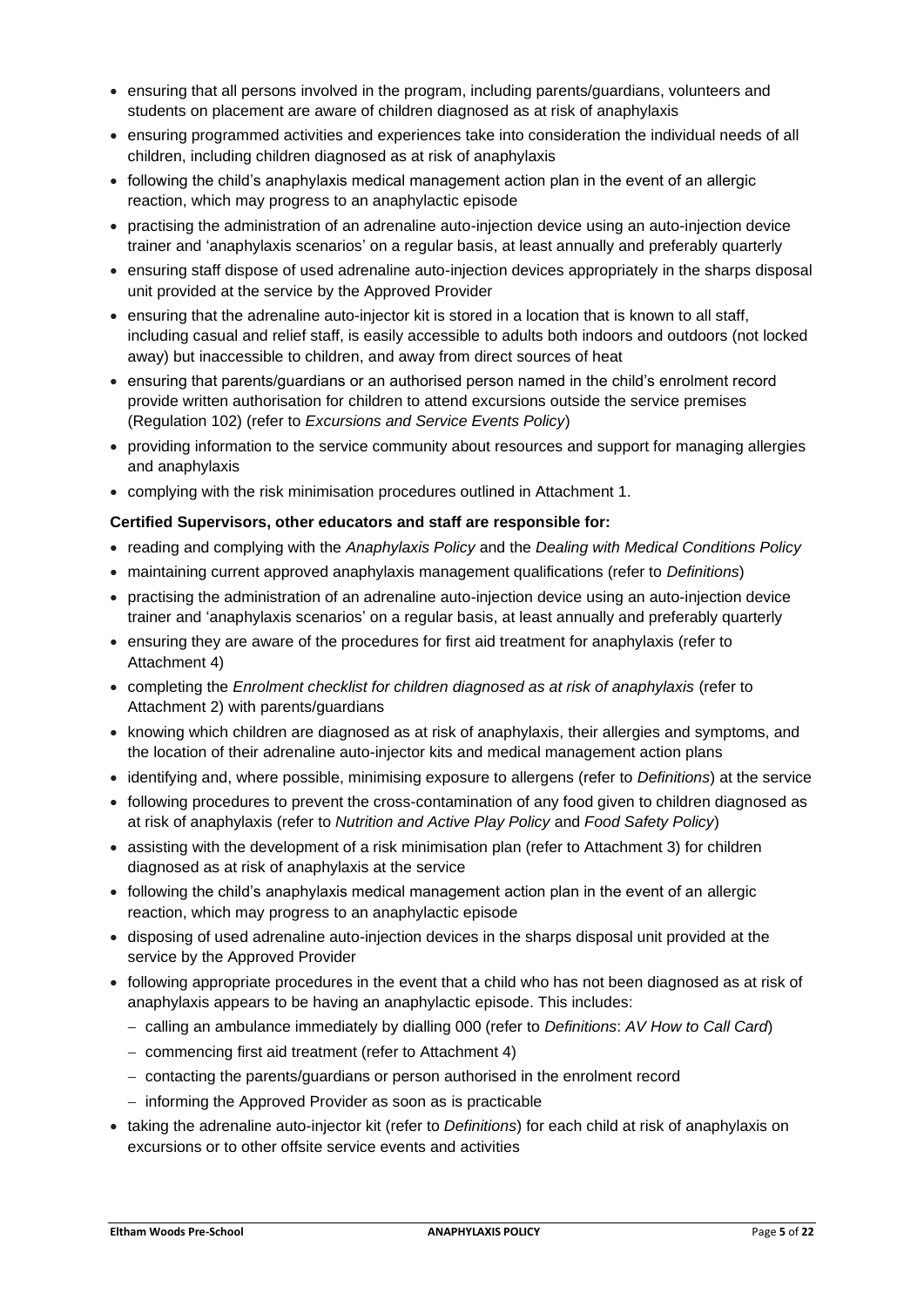- ensuring that all persons involved in the program, including parents/guardians, volunteers and students on placement are aware of children diagnosed as at risk of anaphylaxis
- ensuring programmed activities and experiences take into consideration the individual needs of all children, including children diagnosed as at risk of anaphylaxis
- following the child's anaphylaxis medical management action plan in the event of an allergic reaction, which may progress to an anaphylactic episode
- practising the administration of an adrenaline auto-injection device using an auto-injection device trainer and 'anaphylaxis scenarios' on a regular basis, at least annually and preferably quarterly
- ensuring staff dispose of used adrenaline auto-injection devices appropriately in the sharps disposal unit provided at the service by the Approved Provider
- ensuring that the adrenaline auto-injector kit is stored in a location that is known to all staff, including casual and relief staff, is easily accessible to adults both indoors and outdoors (not locked away) but inaccessible to children, and away from direct sources of heat
- ensuring that parents/guardians or an authorised person named in the child's enrolment record provide written authorisation for children to attend excursions outside the service premises (Regulation 102) (refer to *Excursions and Service Events Policy*)
- providing information to the service community about resources and support for managing allergies and anaphylaxis
- complying with the risk minimisation procedures outlined in Attachment 1.

**Certified Supervisors, other educators and staff are responsible for:**

- reading and complying with the *Anaphylaxis Policy* and the *Dealing with Medical Conditions Policy*
- maintaining current approved anaphylaxis management qualifications (refer to *Definitions*)
- practising the administration of an adrenaline auto-injection device using an auto-injection device trainer and 'anaphylaxis scenarios' on a regular basis, at least annually and preferably quarterly
- ensuring they are aware of the procedures for first aid treatment for anaphylaxis (refer to Attachment 4)
- completing the *Enrolment checklist for children diagnosed as at risk of anaphylaxis* (refer to Attachment 2) with parents/guardians
- knowing which children are diagnosed as at risk of anaphylaxis, their allergies and symptoms, and the location of their adrenaline auto-injector kits and medical management action plans
- identifying and, where possible, minimising exposure to allergens (refer to *Definitions*) at the service
- following procedures to prevent the cross-contamination of any food given to children diagnosed as at risk of anaphylaxis (refer to *Nutrition and Active Play Policy* and *Food Safety Policy*)
- assisting with the development of a risk minimisation plan (refer to Attachment 3) for children diagnosed as at risk of anaphylaxis at the service
- following the child's anaphylaxis medical management action plan in the event of an allergic reaction, which may progress to an anaphylactic episode
- disposing of used adrenaline auto-injection devices in the sharps disposal unit provided at the service by the Approved Provider
- following appropriate procedures in the event that a child who has not been diagnosed as at risk of anaphylaxis appears to be having an anaphylactic episode. This includes:
  - calling an ambulance immediately by dialling 000 (refer to *Definitions*: *AV How to Call Card*)
  - commencing first aid treatment (refer to Attachment 4)
  - contacting the parents/guardians or person authorised in the enrolment record
  - informing the Approved Provider as soon as is practicable
- taking the adrenaline auto-injector kit (refer to *Definitions*) for each child at risk of anaphylaxis on excursions or to other offsite service events and activities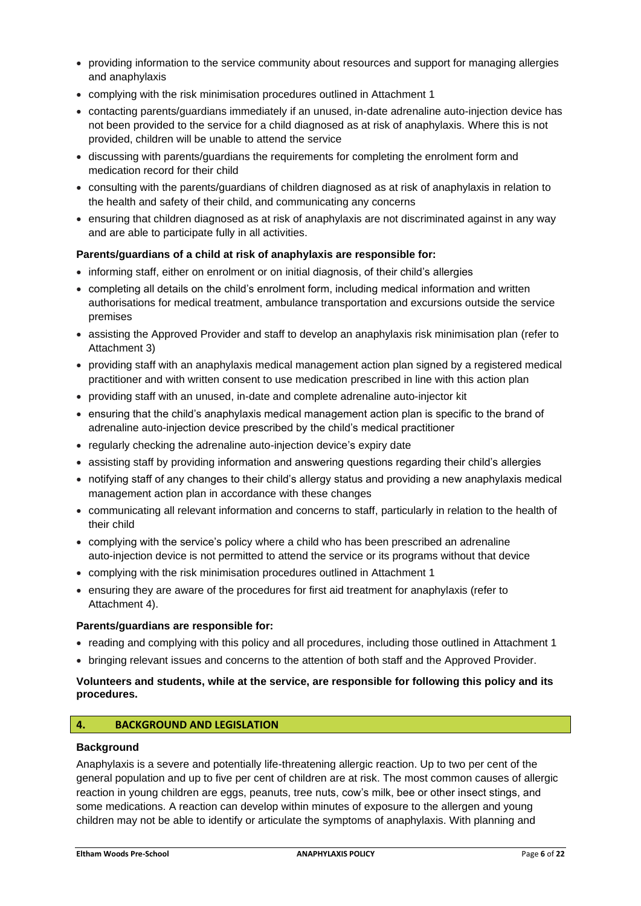- providing information to the service community about resources and support for managing allergies and anaphylaxis
- complying with the risk minimisation procedures outlined in Attachment 1
- contacting parents/guardians immediately if an unused, in-date adrenaline auto-injection device has not been provided to the service for a child diagnosed as at risk of anaphylaxis. Where this is not provided, children will be unable to attend the service
- discussing with parents/guardians the requirements for completing the enrolment form and medication record for their child
- consulting with the parents/guardians of children diagnosed as at risk of anaphylaxis in relation to the health and safety of their child, and communicating any concerns
- ensuring that children diagnosed as at risk of anaphylaxis are not discriminated against in any way and are able to participate fully in all activities.

**Parents/guardians of a child at risk of anaphylaxis are responsible for:**

- informing staff, either on enrolment or on initial diagnosis, of their child's allergies
- completing all details on the child's enrolment form, including medical information and written authorisations for medical treatment, ambulance transportation and excursions outside the service premises
- assisting the Approved Provider and staff to develop an anaphylaxis risk minimisation plan (refer to Attachment 3)
- providing staff with an anaphylaxis medical management action plan signed by a registered medical practitioner and with written consent to use medication prescribed in line with this action plan
- providing staff with an unused, in-date and complete adrenaline auto-injector kit
- ensuring that the child's anaphylaxis medical management action plan is specific to the brand of adrenaline auto-injection device prescribed by the child's medical practitioner
- regularly checking the adrenaline auto-injection device's expiry date
- assisting staff by providing information and answering questions regarding their child's allergies
- notifying staff of any changes to their child's allergy status and providing a new anaphylaxis medical management action plan in accordance with these changes
- communicating all relevant information and concerns to staff, particularly in relation to the health of their child
- complying with the service's policy where a child who has been prescribed an adrenaline auto-injection device is not permitted to attend the service or its programs without that device
- complying with the risk minimisation procedures outlined in Attachment 1
- ensuring they are aware of the procedures for first aid treatment for anaphylaxis (refer to Attachment 4).

**Parents/guardians are responsible for:**

- reading and complying with this policy and all procedures, including those outlined in Attachment 1
- bringing relevant issues and concerns to the attention of both staff and the Approved Provider.

**Volunteers and students, while at the service, are responsible for following this policy and its procedures.**

## 4. BACKGROUND AND LEGISLATION

**Background**

Anaphylaxis is a severe and potentially life-threatening allergic reaction. Up to two per cent of the general population and up to five per cent of children are at risk. The most common causes of allergic reaction in young children are eggs, peanuts, tree nuts, cow's milk, bee or other insect stings, and some medications. A reaction can develop within minutes of exposure to the allergen and young children may not be able to identify or articulate the symptoms of anaphylaxis. With planning and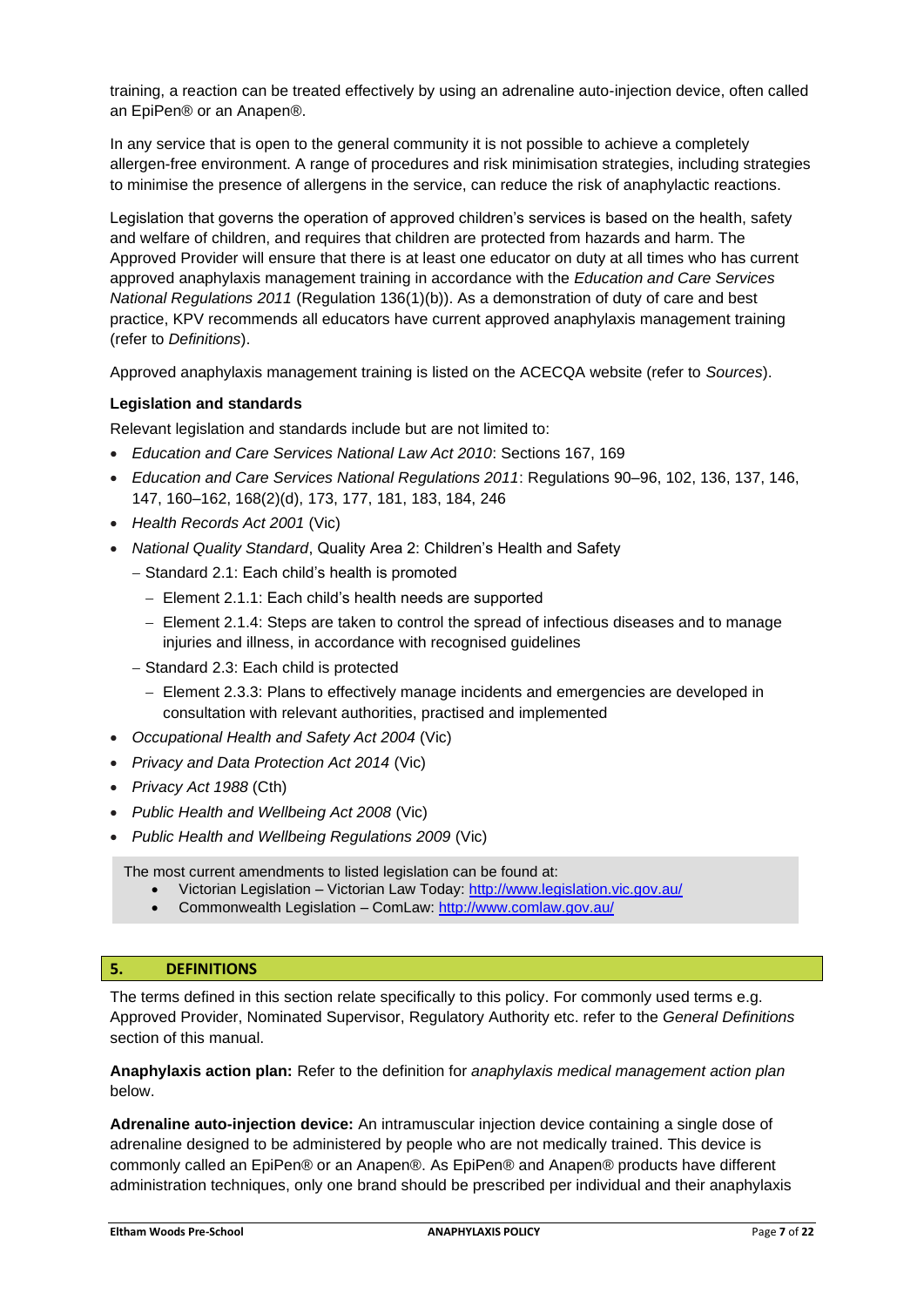training, a reaction can be treated effectively by using an adrenaline auto-injection device, often called an EpiPen® or an Anapen®.

In any service that is open to the general community it is not possible to achieve a completely allergen-free environment. A range of procedures and risk minimisation strategies, including strategies to minimise the presence of allergens in the service, can reduce the risk of anaphylactic reactions.

Legislation that governs the operation of approved children's services is based on the health, safety and welfare of children, and requires that children are protected from hazards and harm. The Approved Provider will ensure that there is at least one educator on duty at all times who has current approved anaphylaxis management training in accordance with the *Education and Care Services National Regulations 2011* (Regulation 136(1)(b)). As a demonstration of duty of care and best practice, KPV recommends all educators have current approved anaphylaxis management training (refer to *Definitions*).

Approved anaphylaxis management training is listed on the ACECQA website (refer to *Sources*).

**Legislation and standards**

Relevant legislation and standards include but are not limited to:

- *Education and Care Services National Law Act 2010*: Sections 167, 169
- *Education and Care Services National Regulations 2011*: Regulations 90–96, 102, 136, 137, 146, 147, 160–162, 168(2)(d), 173, 177, 181, 183, 184, 246
- *Health Records Act 2001* (Vic)
- *National Quality Standard*, Quality Area 2: Children's Health and Safety
  - Standard 2.1: Each child's health is promoted
    - Element 2.1.1: Each child's health needs are supported
    - Element 2.1.4: Steps are taken to control the spread of infectious diseases and to manage injuries and illness, in accordance with recognised guidelines
  - Standard 2.3: Each child is protected
    - Element 2.3.3: Plans to effectively manage incidents and emergencies are developed in consultation with relevant authorities, practised and implemented
- *Occupational Health and Safety Act 2004* (Vic)
- *Privacy and Data Protection Act 2014* (Vic)
- *Privacy Act 1988* (Cth)
- *Public Health and Wellbeing Act 2008* (Vic)
- *Public Health and Wellbeing Regulations 2009* (Vic)

The most current amendments to listed legislation can be found at:

- Victorian Legislation – Victorian Law Today: http://www.legislation.vic.gov.au/
- Commonwealth Legislation – ComLaw: http://www.comlaw.gov.au/

## 5. DEFINITIONS

The terms defined in this section relate specifically to this policy. For commonly used terms e.g. Approved Provider, Nominated Supervisor, Regulatory Authority etc. refer to the *General Definitions* section of this manual.

**Anaphylaxis action plan:** Refer to the definition for *anaphylaxis medical management action plan* below.

**Adrenaline auto-injection device:** An intramuscular injection device containing a single dose of adrenaline designed to be administered by people who are not medically trained. This device is commonly called an EpiPen® or an Anapen®. As EpiPen® and Anapen® products have different administration techniques, only one brand should be prescribed per individual and their anaphylaxis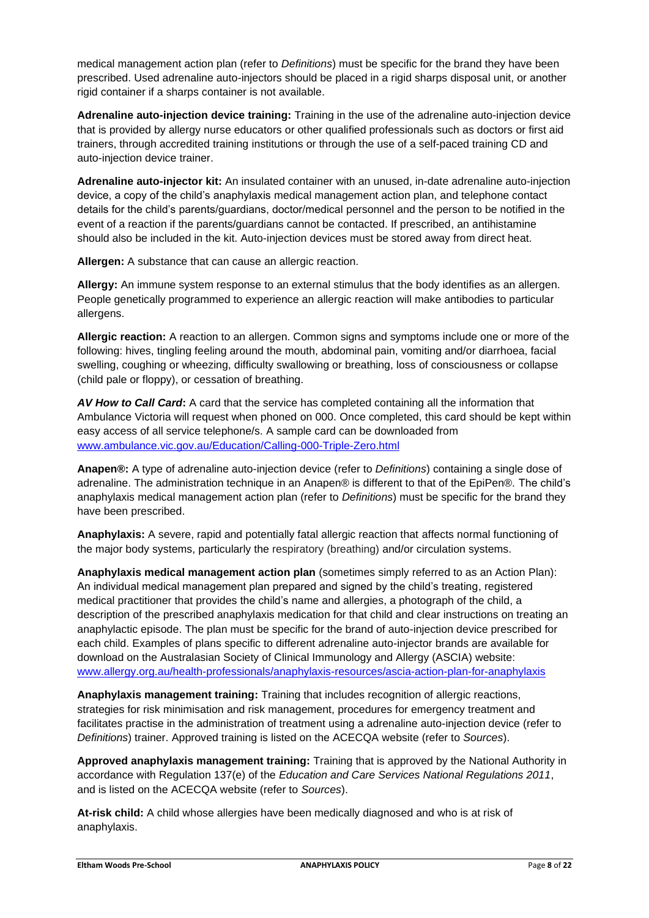medical management action plan (refer to *Definitions*) must be specific for the brand they have been prescribed. Used adrenaline auto-injectors should be placed in a rigid sharps disposal unit, or another rigid container if a sharps container is not available.

**Adrenaline auto-injection device training:** Training in the use of the adrenaline auto-injection device that is provided by allergy nurse educators or other qualified professionals such as doctors or first aid trainers, through accredited training institutions or through the use of a self-paced training CD and auto-injection device trainer.

**Adrenaline auto-injector kit:** An insulated container with an unused, in-date adrenaline auto-injection device, a copy of the child's anaphylaxis medical management action plan, and telephone contact details for the child's parents/guardians, doctor/medical personnel and the person to be notified in the event of a reaction if the parents/guardians cannot be contacted. If prescribed, an antihistamine should also be included in the kit. Auto-injection devices must be stored away from direct heat.

**Allergen:** A substance that can cause an allergic reaction.

**Allergy:** An immune system response to an external stimulus that the body identifies as an allergen. People genetically programmed to experience an allergic reaction will make antibodies to particular allergens.

**Allergic reaction:** A reaction to an allergen. Common signs and symptoms include one or more of the following: hives, tingling feeling around the mouth, abdominal pain, vomiting and/or diarrhoea, facial swelling, coughing or wheezing, difficulty swallowing or breathing, loss of consciousness or collapse (child pale or floppy), or cessation of breathing.

***AV How to Call Card*:** A card that the service has completed containing all the information that Ambulance Victoria will request when phoned on 000. Once completed, this card should be kept within easy access of all service telephone/s. A sample card can be downloaded from [www.ambulance.vic.gov.au/Education/Calling-000-Triple-Zero.html](www.ambulance.vic.gov.au/Education/Calling-000-Triple-Zero.html)

**Anapen®:** A type of adrenaline auto-injection device (refer to *Definitions*) containing a single dose of adrenaline. The administration technique in an Anapen® is different to that of the EpiPen®. The child's anaphylaxis medical management action plan (refer to *Definitions*) must be specific for the brand they have been prescribed.

**Anaphylaxis:** A severe, rapid and potentially fatal allergic reaction that affects normal functioning of the major body systems, particularly the respiratory (breathing) and/or circulation systems.

**Anaphylaxis medical management action plan** (sometimes simply referred to as an Action Plan): An individual medical management plan prepared and signed by the child's treating, registered medical practitioner that provides the child's name and allergies, a photograph of the child, a description of the prescribed anaphylaxis medication for that child and clear instructions on treating an anaphylactic episode. The plan must be specific for the brand of auto-injection device prescribed for each child. Examples of plans specific to different adrenaline auto-injector brands are available for download on the Australasian Society of Clinical Immunology and Allergy (ASCIA) website: [www.allergy.org.au/health-professionals/anaphylaxis-resources/ascia-action-plan-for-anaphylaxis](www.allergy.org.au/health-professionals/anaphylaxis-resources/ascia-action-plan-for-anaphylaxis)

**Anaphylaxis management training:** Training that includes recognition of allergic reactions, strategies for risk minimisation and risk management, procedures for emergency treatment and facilitates practise in the administration of treatment using a adrenaline auto-injection device (refer to *Definitions*) trainer. Approved training is listed on the ACECQA website (refer to *Sources*).

**Approved anaphylaxis management training:** Training that is approved by the National Authority in accordance with Regulation 137(e) of the *Education and Care Services National Regulations 2011*, and is listed on the ACECQA website (refer to *Sources*).

**At-risk child:** A child whose allergies have been medically diagnosed and who is at risk of anaphylaxis.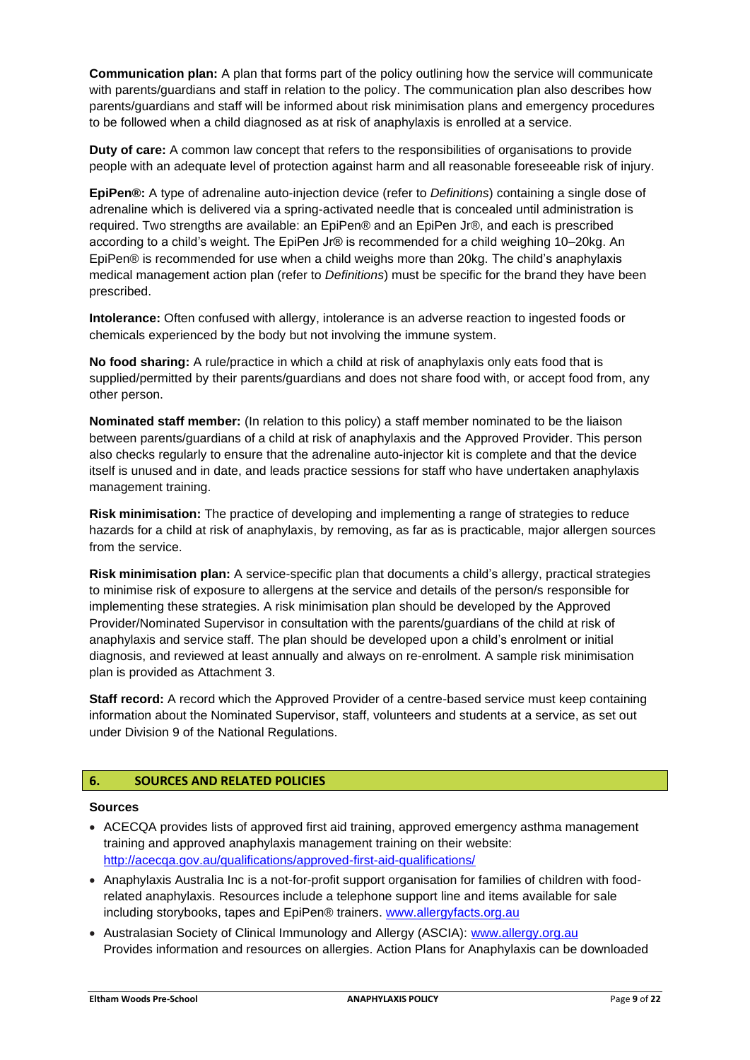**Communication plan:** A plan that forms part of the policy outlining how the service will communicate with parents/guardians and staff in relation to the policy. The communication plan also describes how parents/guardians and staff will be informed about risk minimisation plans and emergency procedures to be followed when a child diagnosed as at risk of anaphylaxis is enrolled at a service.

**Duty of care:** A common law concept that refers to the responsibilities of organisations to provide people with an adequate level of protection against harm and all reasonable foreseeable risk of injury.

**EpiPen®:** A type of adrenaline auto-injection device (refer to *Definitions*) containing a single dose of adrenaline which is delivered via a spring-activated needle that is concealed until administration is required. Two strengths are available: an EpiPen® and an EpiPen Jr®, and each is prescribed according to a child's weight. The EpiPen Jr® is recommended for a child weighing 10–20kg. An EpiPen® is recommended for use when a child weighs more than 20kg. The child's anaphylaxis medical management action plan (refer to *Definitions*) must be specific for the brand they have been prescribed.

**Intolerance:** Often confused with allergy, intolerance is an adverse reaction to ingested foods or chemicals experienced by the body but not involving the immune system.

**No food sharing:** A rule/practice in which a child at risk of anaphylaxis only eats food that is supplied/permitted by their parents/guardians and does not share food with, or accept food from, any other person.

**Nominated staff member:** (In relation to this policy) a staff member nominated to be the liaison between parents/guardians of a child at risk of anaphylaxis and the Approved Provider. This person also checks regularly to ensure that the adrenaline auto-injector kit is complete and that the device itself is unused and in date, and leads practice sessions for staff who have undertaken anaphylaxis management training.

**Risk minimisation:** The practice of developing and implementing a range of strategies to reduce hazards for a child at risk of anaphylaxis, by removing, as far as is practicable, major allergen sources from the service.

**Risk minimisation plan:** A service-specific plan that documents a child's allergy, practical strategies to minimise risk of exposure to allergens at the service and details of the person/s responsible for implementing these strategies. A risk minimisation plan should be developed by the Approved Provider/Nominated Supervisor in consultation with the parents/guardians of the child at risk of anaphylaxis and service staff. The plan should be developed upon a child's enrolment or initial diagnosis, and reviewed at least annually and always on re-enrolment. A sample risk minimisation plan is provided as Attachment 3.

**Staff record:** A record which the Approved Provider of a centre-based service must keep containing information about the Nominated Supervisor, staff, volunteers and students at a service, as set out under Division 9 of the National Regulations.

## 6. SOURCES AND RELATED POLICIES

**Sources**

- ACECQA provides lists of approved first aid training, approved emergency asthma management training and approved anaphylaxis management training on their website: http://acecqa.gov.au/qualifications/approved-first-aid-qualifications/
- Anaphylaxis Australia Inc is a not-for-profit support organisation for families of children with food-related anaphylaxis. Resources include a telephone support line and items available for sale including storybooks, tapes and EpiPen® trainers. www.allergyfacts.org.au
- Australasian Society of Clinical Immunology and Allergy (ASCIA): www.allergy.org.au Provides information and resources on allergies. Action Plans for Anaphylaxis can be downloaded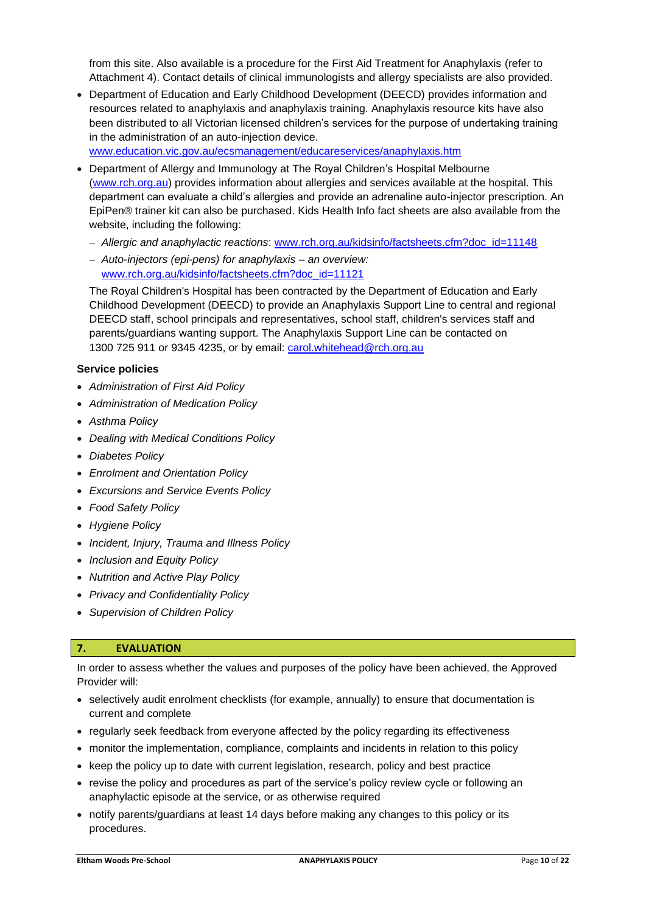from this site. Also available is a procedure for the First Aid Treatment for Anaphylaxis (refer to Attachment 4). Contact details of clinical immunologists and allergy specialists are also provided.

- Department of Education and Early Childhood Development (DEECD) provides information and resources related to anaphylaxis and anaphylaxis training. Anaphylaxis resource kits have also been distributed to all Victorian licensed children's services for the purpose of undertaking training in the administration of an auto-injection device. www.education.vic.gov.au/ecsmanagement/educareservices/anaphylaxis.htm
- Department of Allergy and Immunology at The Royal Children's Hospital Melbourne (www.rch.org.au) provides information about allergies and services available at the hospital. This department can evaluate a child's allergies and provide an adrenaline auto-injector prescription. An EpiPen® trainer kit can also be purchased. Kids Health Info fact sheets are also available from the website, including the following:
  - *Allergic and anaphylactic reactions*: www.rch.org.au/kidsinfo/factsheets.cfm?doc_id=11148
  - *Auto-injectors (epi-pens) for anaphylaxis – an overview:* www.rch.org.au/kidsinfo/factsheets.cfm?doc_id=11121

  The Royal Children's Hospital has been contracted by the Department of Education and Early Childhood Development (DEECD) to provide an Anaphylaxis Support Line to central and regional DEECD staff, school principals and representatives, school staff, children's services staff and parents/guardians wanting support. The Anaphylaxis Support Line can be contacted on 1300 725 911 or 9345 4235, or by email: carol.whitehead@rch.org.au

**Service policies**

- *Administration of First Aid Policy*
- *Administration of Medication Policy*
- *Asthma Policy*
- *Dealing with Medical Conditions Policy*
- *Diabetes Policy*
- *Enrolment and Orientation Policy*
- *Excursions and Service Events Policy*
- *Food Safety Policy*
- *Hygiene Policy*
- *Incident, Injury, Trauma and Illness Policy*
- *Inclusion and Equity Policy*
- *Nutrition and Active Play Policy*
- *Privacy and Confidentiality Policy*
- *Supervision of Children Policy*

## 7. EVALUATION

In order to assess whether the values and purposes of the policy have been achieved, the Approved Provider will:

- selectively audit enrolment checklists (for example, annually) to ensure that documentation is current and complete
- regularly seek feedback from everyone affected by the policy regarding its effectiveness
- monitor the implementation, compliance, complaints and incidents in relation to this policy
- keep the policy up to date with current legislation, research, policy and best practice
- revise the policy and procedures as part of the service's policy review cycle or following an anaphylactic episode at the service, or as otherwise required
- notify parents/guardians at least 14 days before making any changes to this policy or its procedures.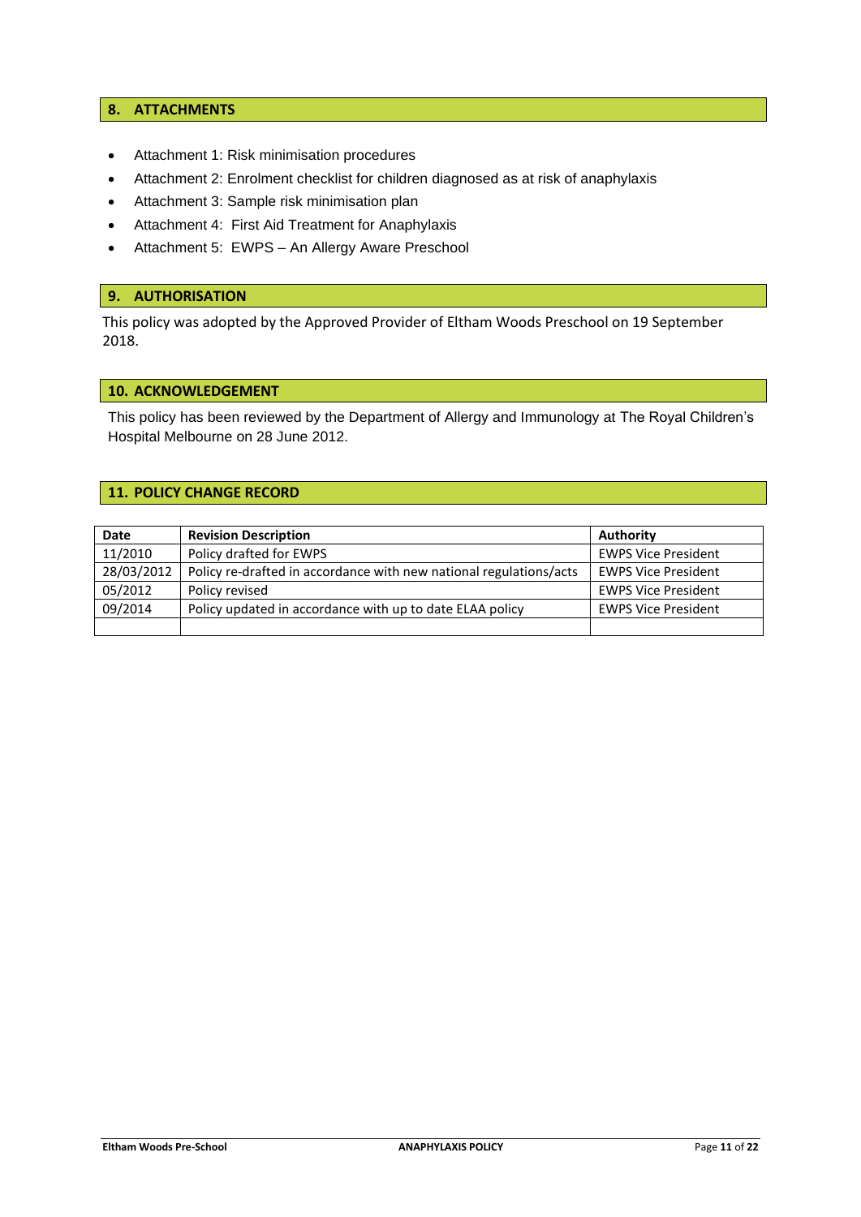## 8. ATTACHMENTS

- Attachment 1: Risk minimisation procedures
- Attachment 2: Enrolment checklist for children diagnosed as at risk of anaphylaxis
- Attachment 3: Sample risk minimisation plan
- Attachment 4: First Aid Treatment for Anaphylaxis
- Attachment 5: EWPS – An Allergy Aware Preschool

## 9. AUTHORISATION

This policy was adopted by the Approved Provider of Eltham Woods Preschool on 19 September 2018.

## 10. ACKNOWLEDGEMENT

This policy has been reviewed by the Department of Allergy and Immunology at The Royal Children's Hospital Melbourne on 28 June 2012.

## 11. POLICY CHANGE RECORD

| Date | Revision Description | Authority |
|---|---|---|
| 11/2010 | Policy drafted for EWPS | EWPS Vice President |
| 28/03/2012 | Policy re-drafted in accordance with new national regulations/acts | EWPS Vice President |
| 05/2012 | Policy revised | EWPS Vice President |
| 09/2014 | Policy updated in accordance with up to date ELAA policy | EWPS Vice President |
| | | |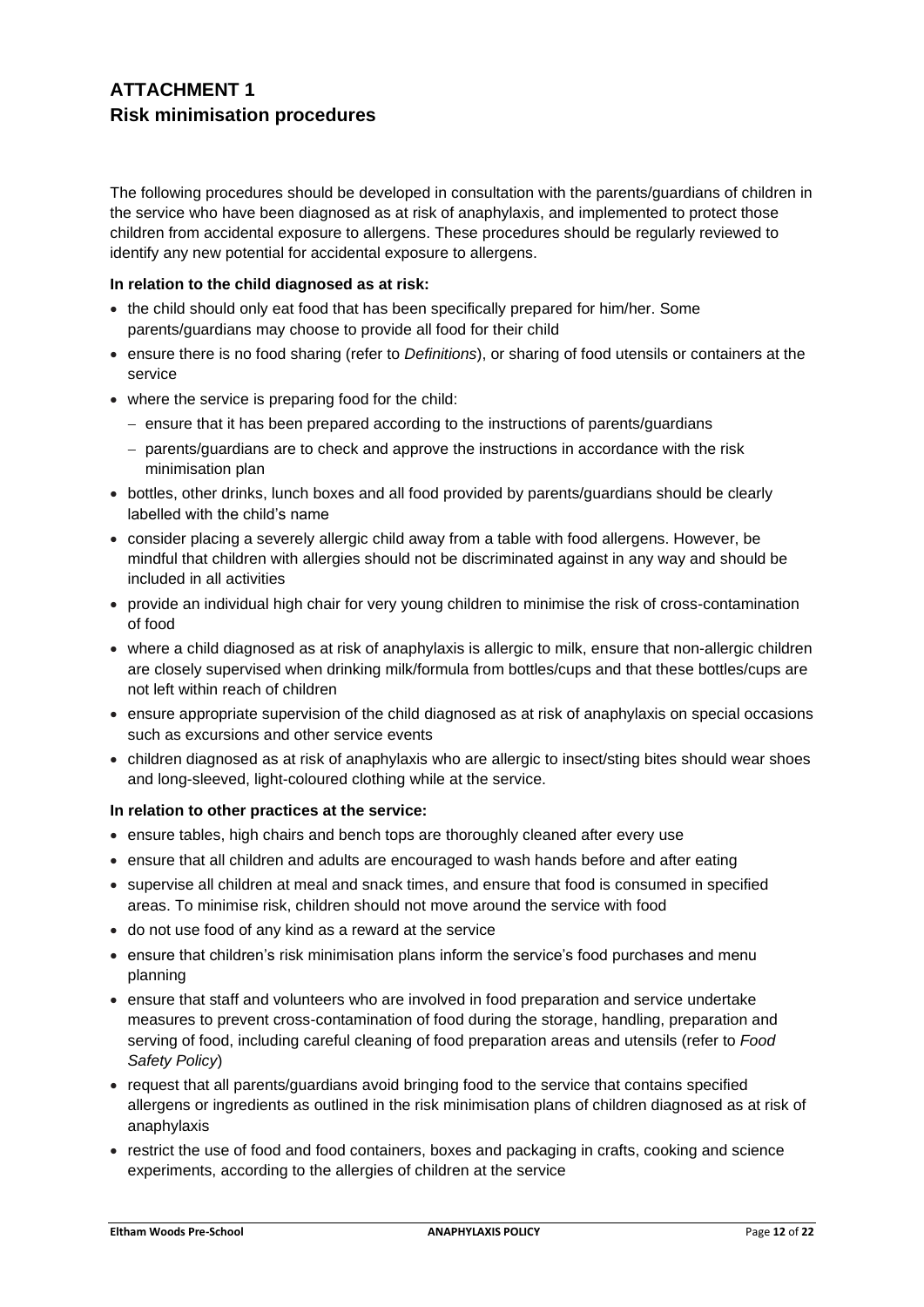## ATTACHMENT 1
## Risk minimisation procedures

The following procedures should be developed in consultation with the parents/guardians of children in the service who have been diagnosed as at risk of anaphylaxis, and implemented to protect those children from accidental exposure to allergens. These procedures should be regularly reviewed to identify any new potential for accidental exposure to allergens.

**In relation to the child diagnosed as at risk:**

- the child should only eat food that has been specifically prepared for him/her. Some parents/guardians may choose to provide all food for their child
- ensure there is no food sharing (refer to *Definitions*), or sharing of food utensils or containers at the service
- where the service is preparing food for the child:
  - ensure that it has been prepared according to the instructions of parents/guardians
  - parents/guardians are to check and approve the instructions in accordance with the risk minimisation plan
- bottles, other drinks, lunch boxes and all food provided by parents/guardians should be clearly labelled with the child's name
- consider placing a severely allergic child away from a table with food allergens. However, be mindful that children with allergies should not be discriminated against in any way and should be included in all activities
- provide an individual high chair for very young children to minimise the risk of cross-contamination of food
- where a child diagnosed as at risk of anaphylaxis is allergic to milk, ensure that non-allergic children are closely supervised when drinking milk/formula from bottles/cups and that these bottles/cups are not left within reach of children
- ensure appropriate supervision of the child diagnosed as at risk of anaphylaxis on special occasions such as excursions and other service events
- children diagnosed as at risk of anaphylaxis who are allergic to insect/sting bites should wear shoes and long-sleeved, light-coloured clothing while at the service.

**In relation to other practices at the service:**

- ensure tables, high chairs and bench tops are thoroughly cleaned after every use
- ensure that all children and adults are encouraged to wash hands before and after eating
- supervise all children at meal and snack times, and ensure that food is consumed in specified areas. To minimise risk, children should not move around the service with food
- do not use food of any kind as a reward at the service
- ensure that children's risk minimisation plans inform the service's food purchases and menu planning
- ensure that staff and volunteers who are involved in food preparation and service undertake measures to prevent cross-contamination of food during the storage, handling, preparation and serving of food, including careful cleaning of food preparation areas and utensils (refer to *Food Safety Policy*)
- request that all parents/guardians avoid bringing food to the service that contains specified allergens or ingredients as outlined in the risk minimisation plans of children diagnosed as at risk of anaphylaxis
- restrict the use of food and food containers, boxes and packaging in crafts, cooking and science experiments, according to the allergies of children at the service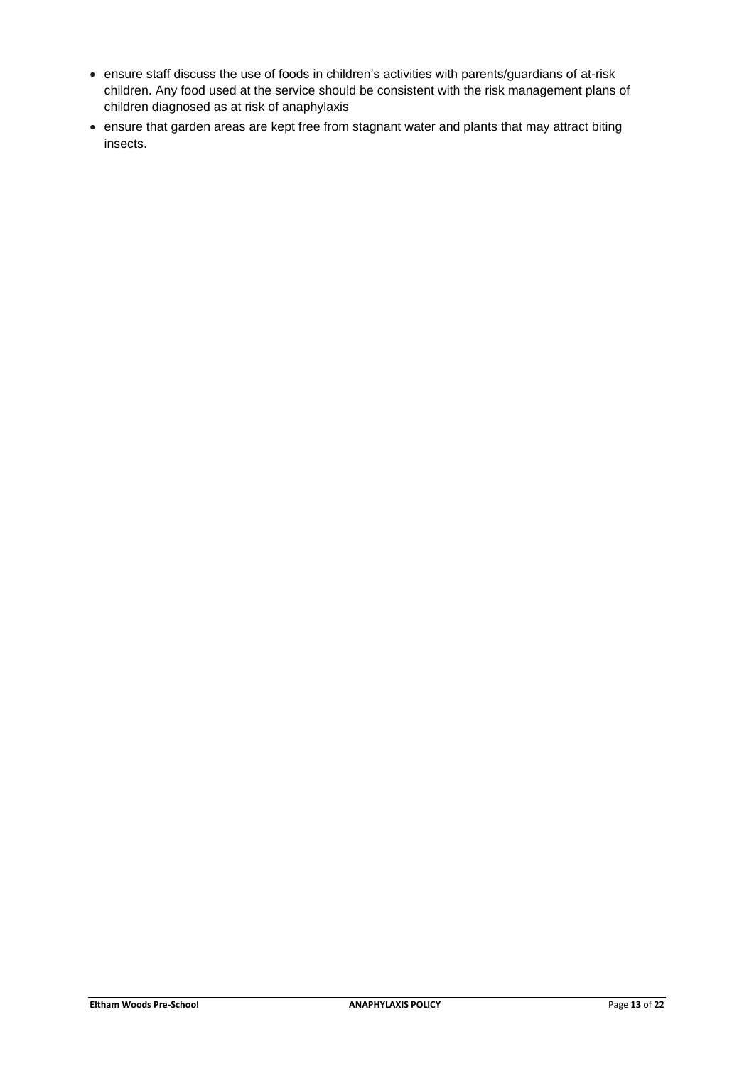- ensure staff discuss the use of foods in children's activities with parents/guardians of at-risk children. Any food used at the service should be consistent with the risk management plans of children diagnosed as at risk of anaphylaxis
- ensure that garden areas are kept free from stagnant water and plants that may attract biting insects.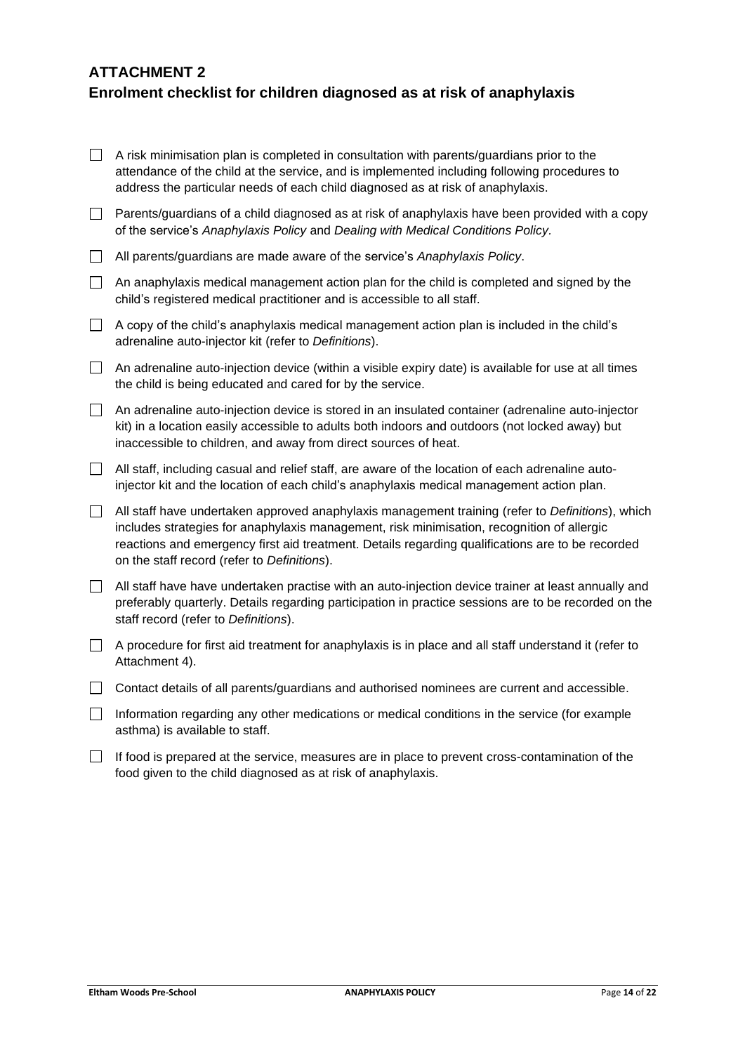## ATTACHMENT 2

## Enrolment checklist for children diagnosed as at risk of anaphylaxis

- [ ] A risk minimisation plan is completed in consultation with parents/guardians prior to the attendance of the child at the service, and is implemented including following procedures to address the particular needs of each child diagnosed as at risk of anaphylaxis.
- [ ] Parents/guardians of a child diagnosed as at risk of anaphylaxis have been provided with a copy of the service's *Anaphylaxis Policy* and *Dealing with Medical Conditions Policy.*
- [ ] All parents/guardians are made aware of the service's *Anaphylaxis Policy*.
- [ ] An anaphylaxis medical management action plan for the child is completed and signed by the child's registered medical practitioner and is accessible to all staff.
- [ ] A copy of the child's anaphylaxis medical management action plan is included in the child's adrenaline auto-injector kit (refer to *Definitions*).
- [ ] An adrenaline auto-injection device (within a visible expiry date) is available for use at all times the child is being educated and cared for by the service.
- [ ] An adrenaline auto-injection device is stored in an insulated container (adrenaline auto-injector kit) in a location easily accessible to adults both indoors and outdoors (not locked away) but inaccessible to children, and away from direct sources of heat.
- [ ] All staff, including casual and relief staff, are aware of the location of each adrenaline auto-injector kit and the location of each child's anaphylaxis medical management action plan.
- [ ] All staff have undertaken approved anaphylaxis management training (refer to *Definitions*), which includes strategies for anaphylaxis management, risk minimisation, recognition of allergic reactions and emergency first aid treatment. Details regarding qualifications are to be recorded on the staff record (refer to *Definitions*).
- [ ] All staff have have undertaken practise with an auto-injection device trainer at least annually and preferably quarterly. Details regarding participation in practice sessions are to be recorded on the staff record (refer to *Definitions*).
- [ ] A procedure for first aid treatment for anaphylaxis is in place and all staff understand it (refer to Attachment 4).
- [ ] Contact details of all parents/guardians and authorised nominees are current and accessible.
- [ ] Information regarding any other medications or medical conditions in the service (for example asthma) is available to staff.
- [ ] If food is prepared at the service, measures are in place to prevent cross-contamination of the food given to the child diagnosed as at risk of anaphylaxis.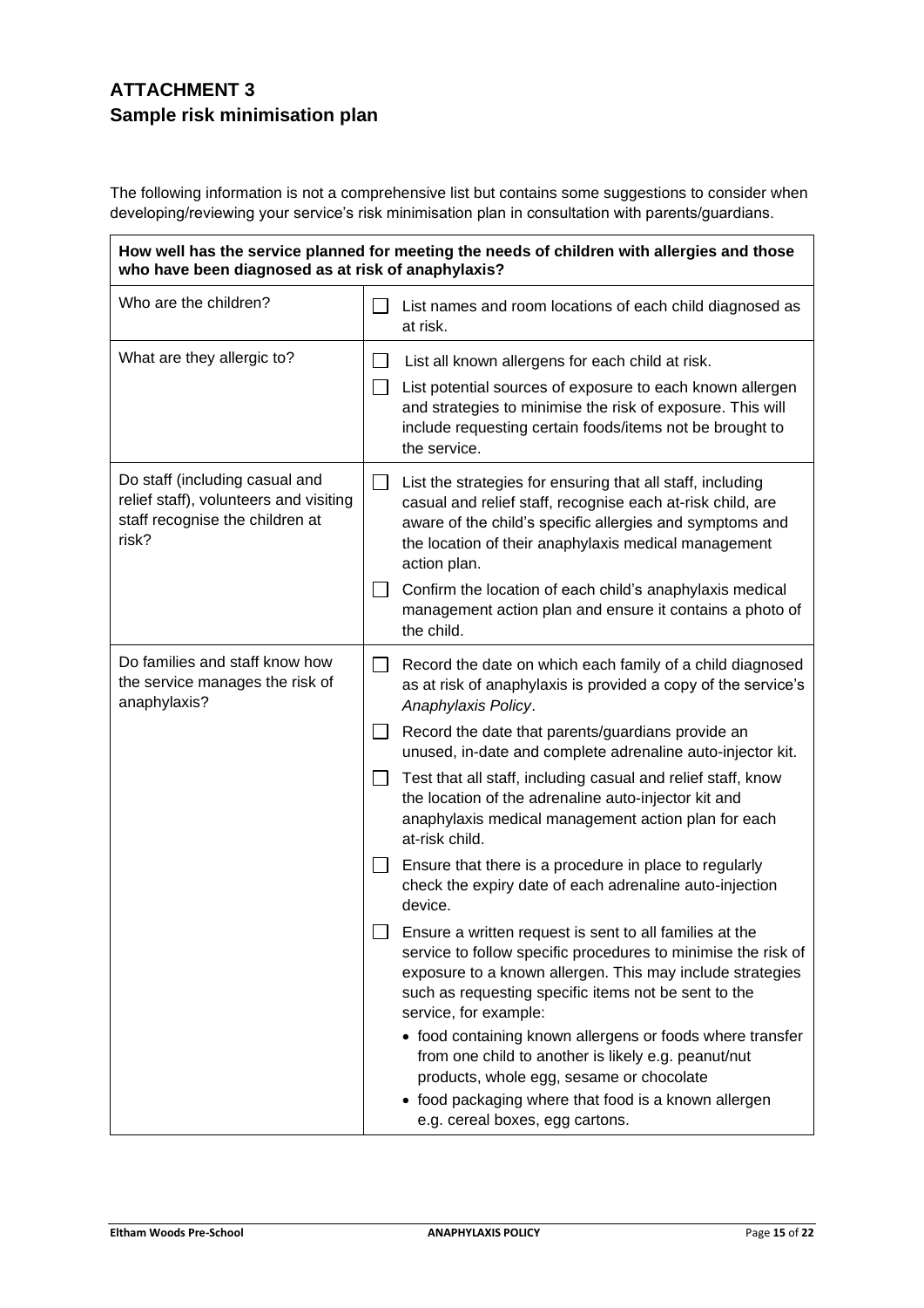## ATTACHMENT 3

## Sample risk minimisation plan

The following information is not a comprehensive list but contains some suggestions to consider when developing/reviewing your service's risk minimisation plan in consultation with parents/guardians.

| **How well has the service planned for meeting the needs of children with allergies and those who have been diagnosed as at risk of anaphylaxis?** | |
|---|---|
| Who are the children? | ☐ List names and room locations of each child diagnosed as at risk. |
| What are they allergic to? | ☐ List all known allergens for each child at risk.<br>☐ List potential sources of exposure to each known allergen and strategies to minimise the risk of exposure. This will include requesting certain foods/items not be brought to the service. |
| Do staff (including casual and relief staff), volunteers and visiting staff recognise the children at risk? | ☐ List the strategies for ensuring that all staff, including casual and relief staff, recognise each at-risk child, are aware of the child's specific allergies and symptoms and the location of their anaphylaxis medical management action plan.<br>☐ Confirm the location of each child's anaphylaxis medical management action plan and ensure it contains a photo of the child. |
| Do families and staff know how the service manages the risk of anaphylaxis? | ☐ Record the date on which each family of a child diagnosed as at risk of anaphylaxis is provided a copy of the service's *Anaphylaxis Policy*.<br>☐ Record the date that parents/guardians provide an unused, in-date and complete adrenaline auto-injector kit.<br>☐ Test that all staff, including casual and relief staff, know the location of the adrenaline auto-injector kit and anaphylaxis medical management action plan for each at-risk child.<br>☐ Ensure that there is a procedure in place to regularly check the expiry date of each adrenaline auto-injection device.<br>☐ Ensure a written request is sent to all families at the service to follow specific procedures to minimise the risk of exposure to a known allergen. This may include strategies such as requesting specific items not be sent to the service, for example:<br>• food containing known allergens or foods where transfer from one child to another is likely e.g. peanut/nut products, whole egg, sesame or chocolate<br>• food packaging where that food is a known allergen e.g. cereal boxes, egg cartons. |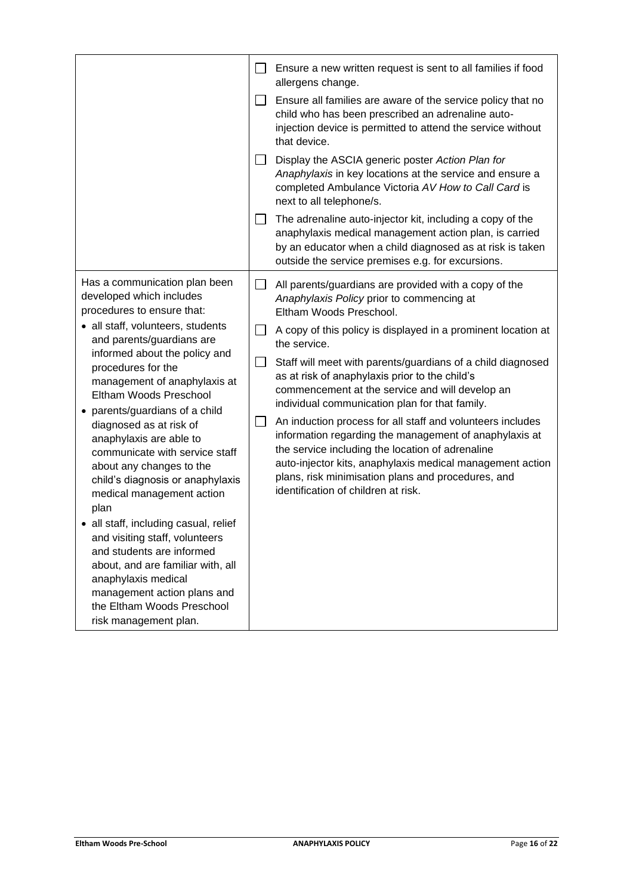| | |
|---|---|
| | ☐ Ensure a new written request is sent to all families if food allergens change.<br>☐ Ensure all families are aware of the service policy that no child who has been prescribed an adrenaline auto-injection device is permitted to attend the service without that device.<br>☐ Display the ASCIA generic poster *Action Plan for Anaphylaxis* in key locations at the service and ensure a completed Ambulance Victoria *AV How to Call Card* is next to all telephone/s.<br>☐ The adrenaline auto-injector kit, including a copy of the anaphylaxis medical management action plan, is carried by an educator when a child diagnosed as at risk is taken outside the service premises e.g. for excursions. |
| Has a communication plan been developed which includes procedures to ensure that:<br>• all staff, volunteers, students and parents/guardians are informed about the policy and procedures for the management of anaphylaxis at Eltham Woods Preschool<br>• parents/guardians of a child diagnosed as at risk of anaphylaxis are able to communicate with service staff about any changes to the child's diagnosis or anaphylaxis medical management action plan<br>• all staff, including casual, relief and visiting staff, volunteers and students are informed about, and are familiar with, all anaphylaxis medical management action plans and the Eltham Woods Preschool risk management plan. | ☐ All parents/guardians are provided with a copy of the *Anaphylaxis Policy* prior to commencing at Eltham Woods Preschool.<br>☐ A copy of this policy is displayed in a prominent location at the service.<br>☐ Staff will meet with parents/guardians of a child diagnosed as at risk of anaphylaxis prior to the child's commencement at the service and will develop an individual communication plan for that family.<br>☐ An induction process for all staff and volunteers includes information regarding the management of anaphylaxis at the service including the location of adrenaline auto-injector kits, anaphylaxis medical management action plans, risk minimisation plans and procedures, and identification of children at risk. |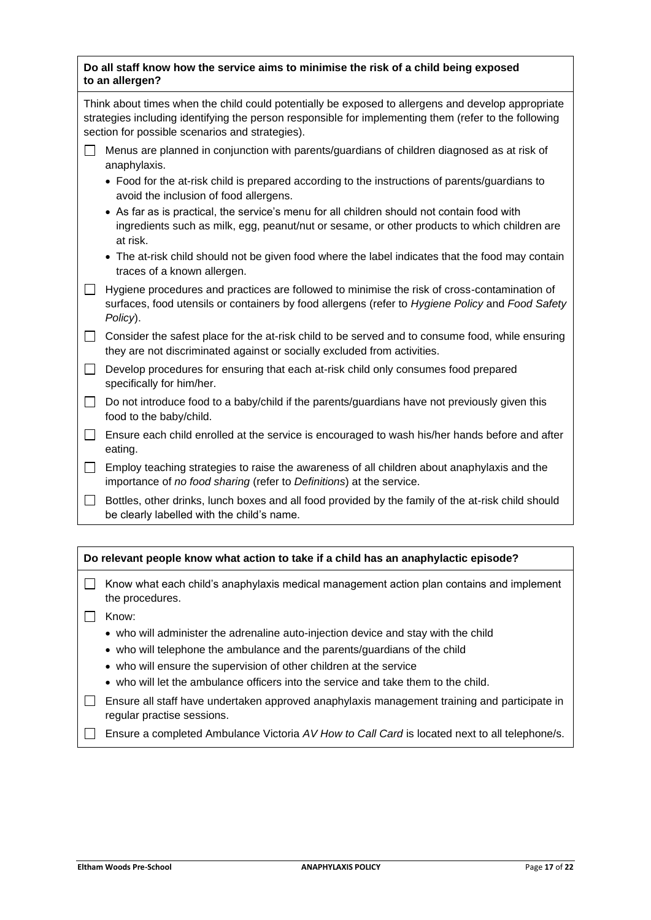**Do all staff know how the service aims to minimise the risk of a child being exposed to an allergen?**

Think about times when the child could potentially be exposed to allergens and develop appropriate strategies including identifying the person responsible for implementing them (refer to the following section for possible scenarios and strategies).

- [ ] Menus are planned in conjunction with parents/guardians of children diagnosed as at risk of anaphylaxis.
  - Food for the at-risk child is prepared according to the instructions of parents/guardians to avoid the inclusion of food allergens.
  - As far as is practical, the service's menu for all children should not contain food with ingredients such as milk, egg, peanut/nut or sesame, or other products to which children are at risk.
  - The at-risk child should not be given food where the label indicates that the food may contain traces of a known allergen.
- [ ] Hygiene procedures and practices are followed to minimise the risk of cross-contamination of surfaces, food utensils or containers by food allergens (refer to *Hygiene Policy* and *Food Safety Policy*).
- [ ] Consider the safest place for the at-risk child to be served and to consume food, while ensuring they are not discriminated against or socially excluded from activities.
- [ ] Develop procedures for ensuring that each at-risk child only consumes food prepared specifically for him/her.
- [ ] Do not introduce food to a baby/child if the parents/guardians have not previously given this food to the baby/child.
- [ ] Ensure each child enrolled at the service is encouraged to wash his/her hands before and after eating.
- [ ] Employ teaching strategies to raise the awareness of all children about anaphylaxis and the importance of *no food sharing* (refer to *Definitions*) at the service.
- [ ] Bottles, other drinks, lunch boxes and all food provided by the family of the at-risk child should be clearly labelled with the child's name.

**Do relevant people know what action to take if a child has an anaphylactic episode?**

- [ ] Know what each child's anaphylaxis medical management action plan contains and implement the procedures.
- [ ] Know:
  - who will administer the adrenaline auto-injection device and stay with the child
  - who will telephone the ambulance and the parents/guardians of the child
  - who will ensure the supervision of other children at the service
  - who will let the ambulance officers into the service and take them to the child.
- [ ] Ensure all staff have undertaken approved anaphylaxis management training and participate in regular practise sessions.
- [ ] Ensure a completed Ambulance Victoria *AV How to Call Card* is located next to all telephone/s.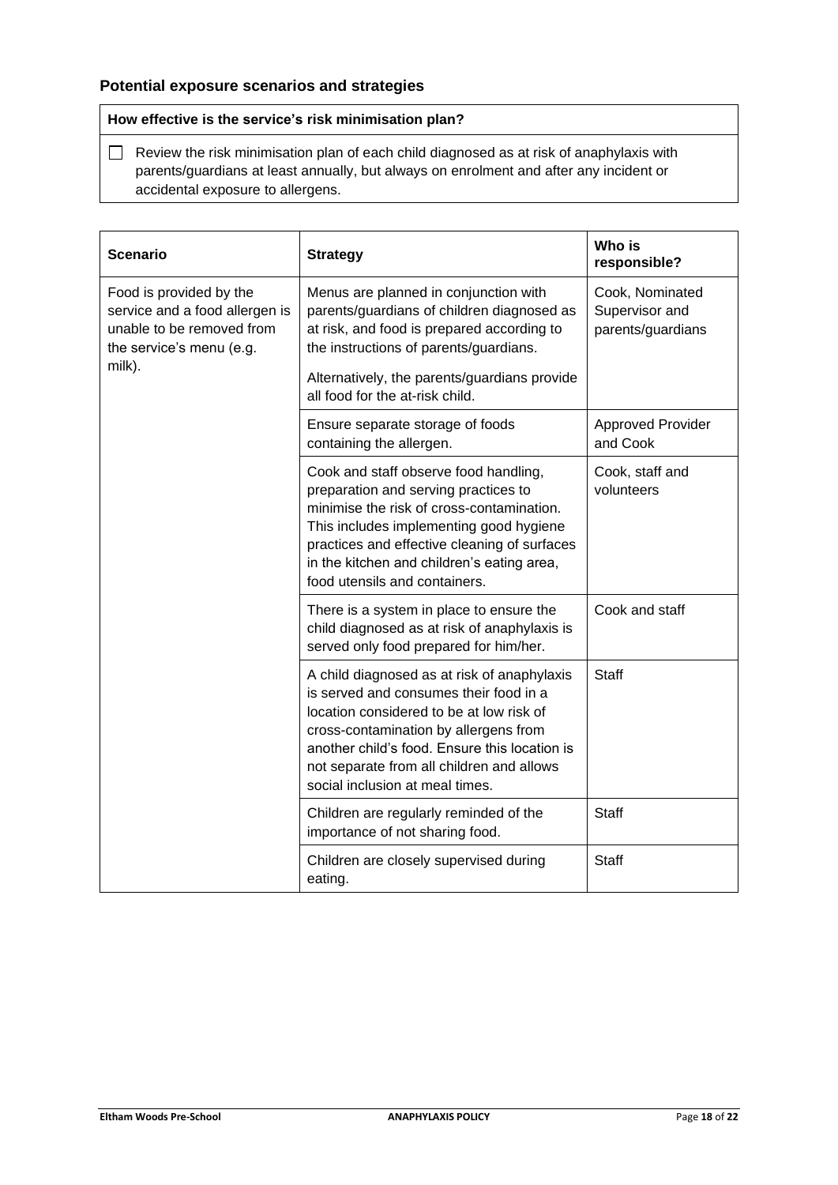### Potential exposure scenarios and strategies

| How effective is the service's risk minimisation plan? |
| --- |
| ☐ Review the risk minimisation plan of each child diagnosed as at risk of anaphylaxis with parents/guardians at least annually, but always on enrolment and after any incident or accidental exposure to allergens. |

| Scenario | Strategy | Who is responsible? |
| --- | --- | --- |
| Food is provided by the service and a food allergen is unable to be removed from the service's menu (e.g. milk). | Menus are planned in conjunction with parents/guardians of children diagnosed as at risk, and food is prepared according to the instructions of parents/guardians.<br><br>Alternatively, the parents/guardians provide all food for the at-risk child. | Cook, Nominated Supervisor and parents/guardians |
| | Ensure separate storage of foods containing the allergen. | Approved Provider and Cook |
| | Cook and staff observe food handling, preparation and serving practices to minimise the risk of cross-contamination. This includes implementing good hygiene practices and effective cleaning of surfaces in the kitchen and children's eating area, food utensils and containers. | Cook, staff and volunteers |
| | There is a system in place to ensure the child diagnosed as at risk of anaphylaxis is served only food prepared for him/her. | Cook and staff |
| | A child diagnosed as at risk of anaphylaxis is served and consumes their food in a location considered to be at low risk of cross-contamination by allergens from another child's food. Ensure this location is not separate from all children and allows social inclusion at meal times. | Staff |
| | Children are regularly reminded of the importance of not sharing food. | Staff |
| | Children are closely supervised during eating. | Staff |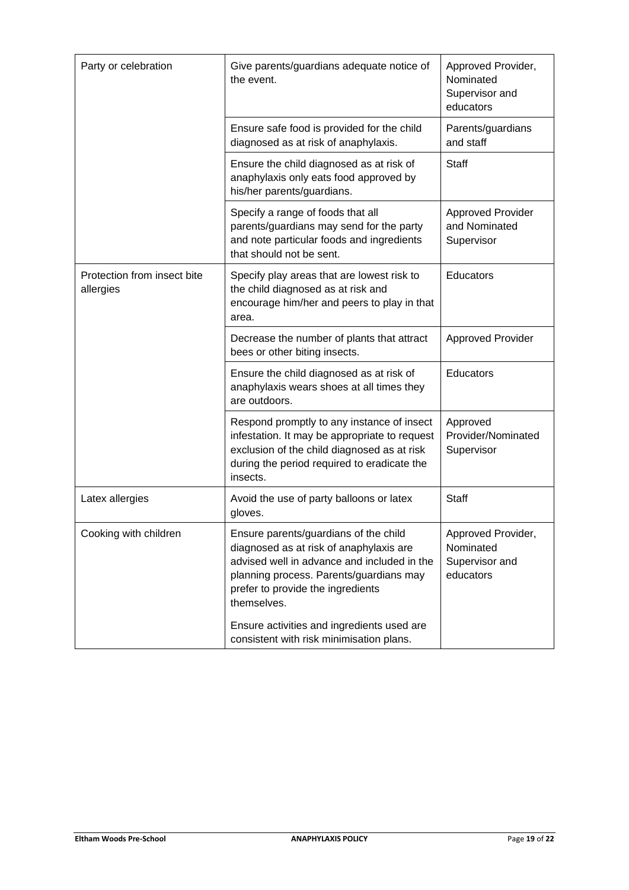| | | |
|---|---|---|
| Party or celebration | Give parents/guardians adequate notice of the event. | Approved Provider, Nominated Supervisor and educators |
| | Ensure safe food is provided for the child diagnosed as at risk of anaphylaxis. | Parents/guardians and staff |
| | Ensure the child diagnosed as at risk of anaphylaxis only eats food approved by his/her parents/guardians. | Staff |
| | Specify a range of foods that all parents/guardians may send for the party and note particular foods and ingredients that should not be sent. | Approved Provider and Nominated Supervisor |
| Protection from insect bite allergies | Specify play areas that are lowest risk to the child diagnosed as at risk and encourage him/her and peers to play in that area. | Educators |
| | Decrease the number of plants that attract bees or other biting insects. | Approved Provider |
| | Ensure the child diagnosed as at risk of anaphylaxis wears shoes at all times they are outdoors. | Educators |
| | Respond promptly to any instance of insect infestation. It may be appropriate to request exclusion of the child diagnosed as at risk during the period required to eradicate the insects. | Approved Provider/Nominated Supervisor |
| Latex allergies | Avoid the use of party balloons or latex gloves. | Staff |
| Cooking with children | Ensure parents/guardians of the child diagnosed as at risk of anaphylaxis are advised well in advance and included in the planning process. Parents/guardians may prefer to provide the ingredients themselves.<br><br>Ensure activities and ingredients used are consistent with risk minimisation plans. | Approved Provider, Nominated Supervisor and educators |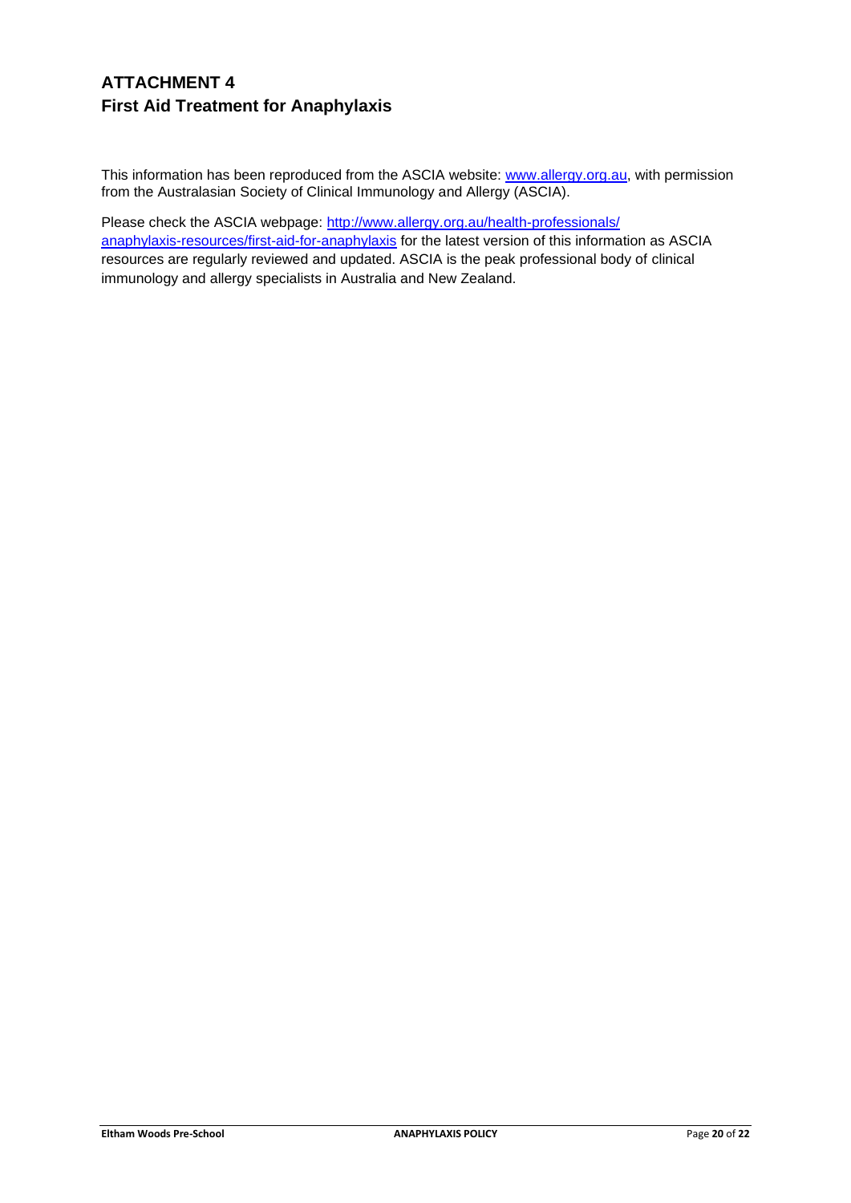## ATTACHMENT 4
## First Aid Treatment for Anaphylaxis

This information has been reproduced from the ASCIA website: [www.allergy.org.au](http://www.allergy.org.au), with permission from the Australasian Society of Clinical Immunology and Allergy (ASCIA).

Please check the ASCIA webpage: [http://www.allergy.org.au/health-professionals/anaphylaxis-resources/first-aid-for-anaphylaxis](http://www.allergy.org.au/health-professionals/anaphylaxis-resources/first-aid-for-anaphylaxis) for the latest version of this information as ASCIA resources are regularly reviewed and updated. ASCIA is the peak professional body of clinical immunology and allergy specialists in Australia and New Zealand.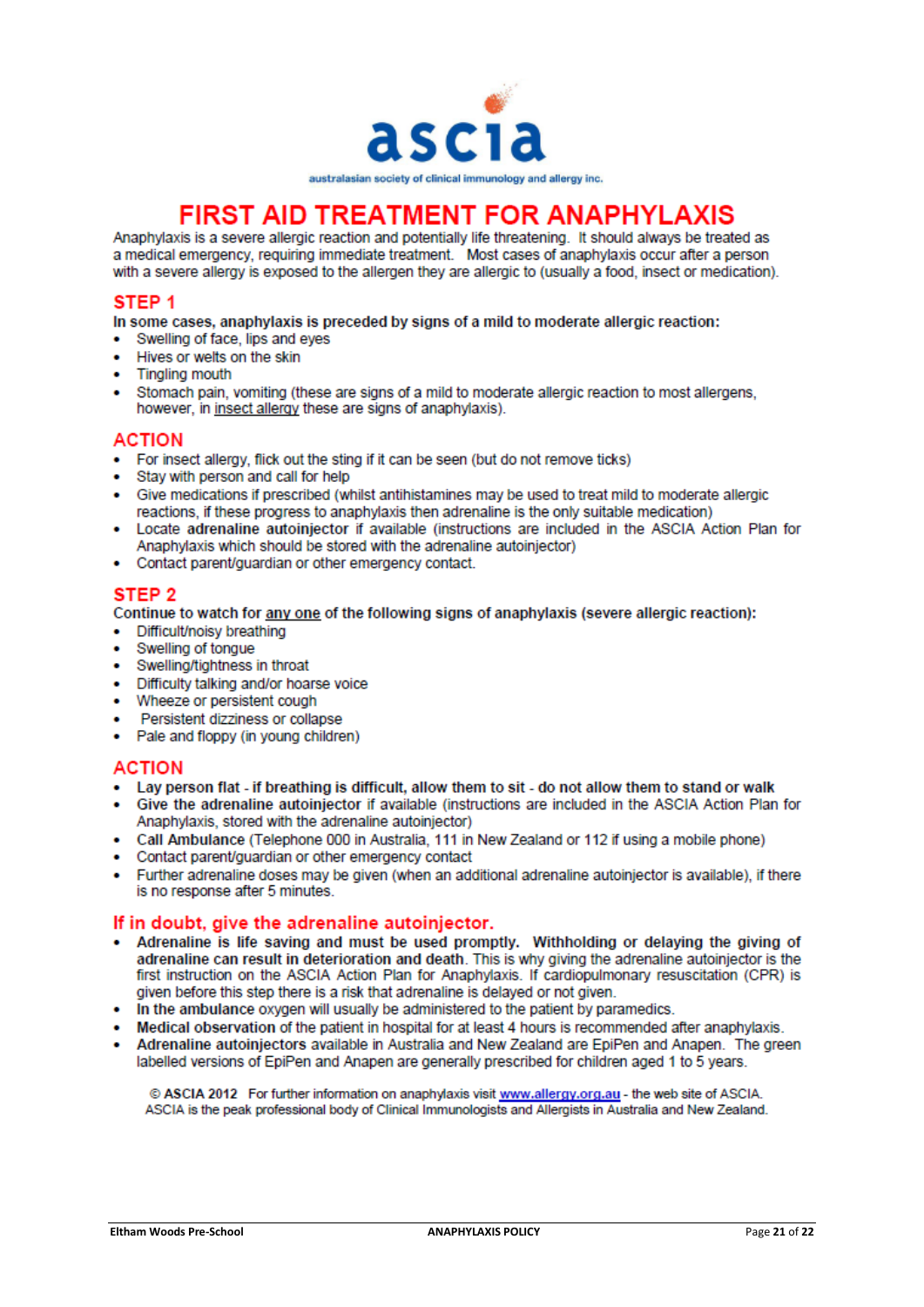ascia

australasian society of clinical immunology and allergy inc.

# FIRST AID TREATMENT FOR ANAPHYLAXIS

Anaphylaxis is a severe allergic reaction and potentially life threatening. It should always be treated as a medical emergency, requiring immediate treatment. Most cases of anaphylaxis occur after a person with a severe allergy is exposed to the allergen they are allergic to (usually a food, insect or medication).

## STEP 1

**In some cases, anaphylaxis is preceded by signs of a mild to moderate allergic reaction:**

- Swelling of face, lips and eyes
- Hives or welts on the skin
- Tingling mouth
- Stomach pain, vomiting (these are signs of a mild to moderate allergic reaction to most allergens, however, in insect allergy these are signs of anaphylaxis).

## ACTION

- For insect allergy, flick out the sting if it can be seen (but do not remove ticks)
- Stay with person and call for help
- Give medications if prescribed (whilst antihistamines may be used to treat mild to moderate allergic reactions, if these progress to anaphylaxis then adrenaline is the only suitable medication)
- Locate **adrenaline autoinjector** if available (instructions are included in the ASCIA Action Plan for Anaphylaxis which should be stored with the adrenaline autoinjector)
- Contact parent/guardian or other emergency contact.

## STEP 2

**Continue to watch for any one of the following signs of anaphylaxis (severe allergic reaction):**

- Difficult/noisy breathing
- Swelling of tongue
- Swelling/tightness in throat
- Difficulty talking and/or hoarse voice
- Wheeze or persistent cough
- Persistent dizziness or collapse
- Pale and floppy (in young children)

## ACTION

- **Lay person flat - if breathing is difficult, allow them to sit - do not allow them to stand or walk**
- **Give the adrenaline autoinjector** if available (instructions are included in the ASCIA Action Plan for Anaphylaxis, stored with the adrenaline autoinjector)
- **Call Ambulance** (Telephone 000 in Australia, 111 in New Zealand or 112 if using a mobile phone)
- Contact parent/guardian or other emergency contact
- Further adrenaline doses may be given (when an additional adrenaline autoinjector is available), if there is no response after 5 minutes.

## If in doubt, give the adrenaline autoinjector.

- **Adrenaline is life saving and must be used promptly. Withholding or delaying the giving of adrenaline can result in deterioration and death**. This is why giving the adrenaline autoinjector is the first instruction on the ASCIA Action Plan for Anaphylaxis. If cardiopulmonary resuscitation (CPR) is given before this step there is a risk that adrenaline is delayed or not given.
- **In the ambulance** oxygen will usually be administered to the patient by paramedics.
- **Medical observation** of the patient in hospital for at least 4 hours is recommended after anaphylaxis.
- **Adrenaline autoinjectors** available in Australia and New Zealand are EpiPen and Anapen. The green labelled versions of EpiPen and Anapen are generally prescribed for children aged 1 to 5 years.

© **ASCIA 2012** For further information on anaphylaxis visit www.allergy.org.au - the web site of ASCIA. ASCIA is the peak professional body of Clinical Immunologists and Allergists in Australia and New Zealand.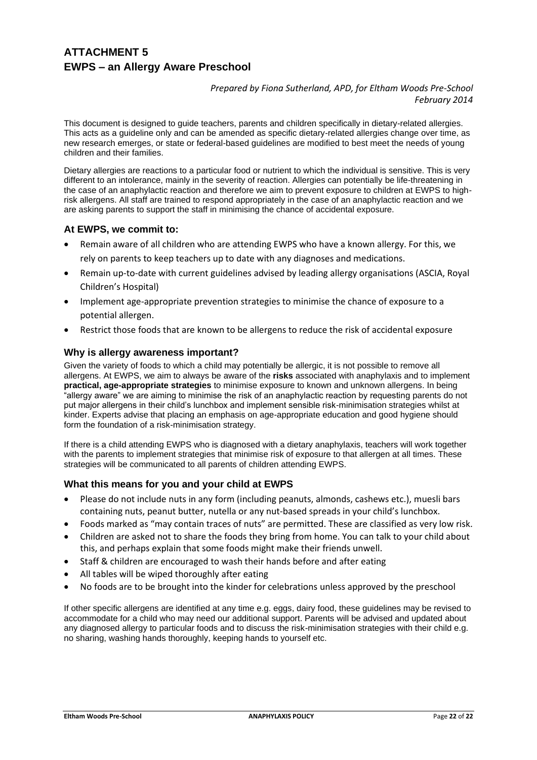# ATTACHMENT 5
# EWPS – an Allergy Aware Preschool

*Prepared by Fiona Sutherland, APD, for Eltham Woods Pre-School*
*February 2014*

This document is designed to guide teachers, parents and children specifically in dietary-related allergies. This acts as a guideline only and can be amended as specific dietary-related allergies change over time, as new research emerges, or state or federal-based guidelines are modified to best meet the needs of young children and their families.

Dietary allergies are reactions to a particular food or nutrient to which the individual is sensitive. This is very different to an intolerance, mainly in the severity of reaction. Allergies can potentially be life-threatening in the case of an anaphylactic reaction and therefore we aim to prevent exposure to children at EWPS to high-risk allergens. All staff are trained to respond appropriately in the case of an anaphylactic reaction and we are asking parents to support the staff in minimising the chance of accidental exposure.

## At EWPS, we commit to:

- Remain aware of all children who are attending EWPS who have a known allergy. For this, we rely on parents to keep teachers up to date with any diagnoses and medications.
- Remain up-to-date with current guidelines advised by leading allergy organisations (ASCIA, Royal Children's Hospital)
- Implement age-appropriate prevention strategies to minimise the chance of exposure to a potential allergen.
- Restrict those foods that are known to be allergens to reduce the risk of accidental exposure

## Why is allergy awareness important?

Given the variety of foods to which a child may potentially be allergic, it is not possible to remove all allergens. At EWPS, we aim to always be aware of the **risks** associated with anaphylaxis and to implement **practical, age-appropriate strategies** to minimise exposure to known and unknown allergens. In being "allergy aware" we are aiming to minimise the risk of an anaphylactic reaction by requesting parents do not put major allergens in their child's lunchbox and implement sensible risk-minimisation strategies whilst at kinder. Experts advise that placing an emphasis on age-appropriate education and good hygiene should form the foundation of a risk-minimisation strategy.

If there is a child attending EWPS who is diagnosed with a dietary anaphylaxis, teachers will work together with the parents to implement strategies that minimise risk of exposure to that allergen at all times. These strategies will be communicated to all parents of children attending EWPS.

## What this means for you and your child at EWPS

- Please do not include nuts in any form (including peanuts, almonds, cashews etc.), muesli bars containing nuts, peanut butter, nutella or any nut-based spreads in your child's lunchbox.
- Foods marked as "may contain traces of nuts" are permitted. These are classified as very low risk.
- Children are asked not to share the foods they bring from home. You can talk to your child about this, and perhaps explain that some foods might make their friends unwell.
- Staff & children are encouraged to wash their hands before and after eating
- All tables will be wiped thoroughly after eating
- No foods are to be brought into the kinder for celebrations unless approved by the preschool

If other specific allergens are identified at any time e.g. eggs, dairy food, these guidelines may be revised to accommodate for a child who may need our additional support. Parents will be advised and updated about any diagnosed allergy to particular foods and to discuss the risk-minimisation strategies with their child e.g. no sharing, washing hands thoroughly, keeping hands to yourself etc.